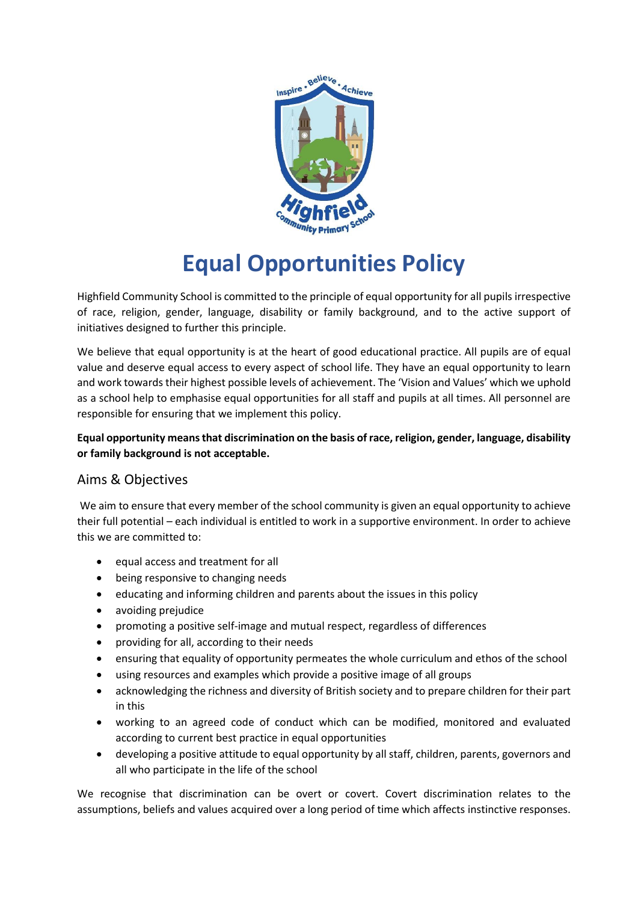# Equal Opportunities Policy

Highfield Community School is committed to the principle of equal opportunity for all pupils irrespective of race, religion, gender, language, disability or family background, and to the active support of initiatives designed to further this principle.

We believe that equal opportunity is at the heart of good educational practice. All pupils are of equal value and deserve equal access to every aspect of school life. They have an equal opportunity to learn and work towards their highest possible levels of achievement. The 'Vision and Values' which we uphold as a school help to emphasise equal opportunities for all staff and pupils at all times. All personnel are responsible for ensuring that we implement this policy.

**Equal opportunity means that discrimination on the basis of race, religion, gender, language, disability or family background is not acceptable.**

## Aims & Objectives

We aim to ensure that every member of the school community is given an equal opportunity to achieve their full potential – each individual is entitled to work in a supportive environment. In order to achieve this we are committed to:

- equal access and treatment for all
- being responsive to changing needs
- educating and informing children and parents about the issues in this policy
- avoiding prejudice
- promoting a positive self-image and mutual respect, regardless of differences
- providing for all, according to their needs
- ensuring that equality of opportunity permeates the whole curriculum and ethos of the school
- using resources and examples which provide a positive image of all groups
- acknowledging the richness and diversity of British society and to prepare children for their part in this
- working to an agreed code of conduct which can be modified, monitored and evaluated according to current best practice in equal opportunities
- developing a positive attitude to equal opportunity by all staff, children, parents, governors and all who participate in the life of the school

We recognise that discrimination can be overt or covert. Covert discrimination relates to the assumptions, beliefs and values acquired over a long period of time which affects instinctive responses.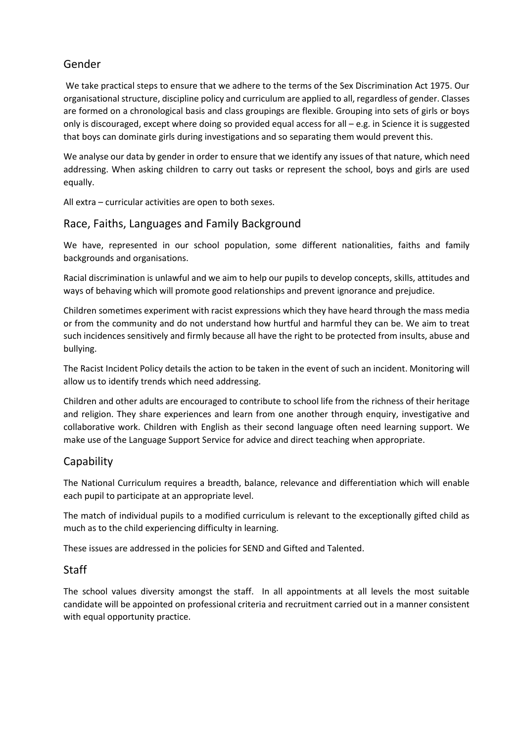## Gender

We take practical steps to ensure that we adhere to the terms of the Sex Discrimination Act 1975. Our organisational structure, discipline policy and curriculum are applied to all, regardless of gender. Classes are formed on a chronological basis and class groupings are flexible. Grouping into sets of girls or boys only is discouraged, except where doing so provided equal access for all – e.g. in Science it is suggested that boys can dominate girls during investigations and so separating them would prevent this.

We analyse our data by gender in order to ensure that we identify any issues of that nature, which need addressing. When asking children to carry out tasks or represent the school, boys and girls are used equally.

All extra – curricular activities are open to both sexes.

## Race, Faiths, Languages and Family Background

We have, represented in our school population, some different nationalities, faiths and family backgrounds and organisations.

Racial discrimination is unlawful and we aim to help our pupils to develop concepts, skills, attitudes and ways of behaving which will promote good relationships and prevent ignorance and prejudice.

Children sometimes experiment with racist expressions which they have heard through the mass media or from the community and do not understand how hurtful and harmful they can be. We aim to treat such incidences sensitively and firmly because all have the right to be protected from insults, abuse and bullying.

The Racist Incident Policy details the action to be taken in the event of such an incident. Monitoring will allow us to identify trends which need addressing.

Children and other adults are encouraged to contribute to school life from the richness of their heritage and religion. They share experiences and learn from one another through enquiry, investigative and collaborative work. Children with English as their second language often need learning support. We make use of the Language Support Service for advice and direct teaching when appropriate.

## Capability

The National Curriculum requires a breadth, balance, relevance and differentiation which will enable each pupil to participate at an appropriate level.

The match of individual pupils to a modified curriculum is relevant to the exceptionally gifted child as much as to the child experiencing difficulty in learning.

These issues are addressed in the policies for SEND and Gifted and Talented.

## Staff

The school values diversity amongst the staff. In all appointments at all levels the most suitable candidate will be appointed on professional criteria and recruitment carried out in a manner consistent with equal opportunity practice.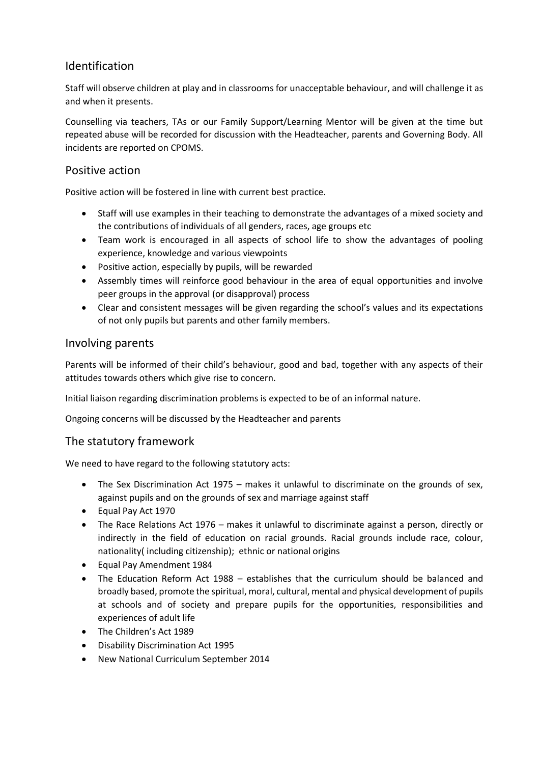## Identification

Staff will observe children at play and in classrooms for unacceptable behaviour, and will challenge it as and when it presents.

Counselling via teachers, TAs or our Family Support/Learning Mentor will be given at the time but repeated abuse will be recorded for discussion with the Headteacher, parents and Governing Body. All incidents are reported on CPOMS.

## Positive action

Positive action will be fostered in line with current best practice.

- Staff will use examples in their teaching to demonstrate the advantages of a mixed society and the contributions of individuals of all genders, races, age groups etc
- Team work is encouraged in all aspects of school life to show the advantages of pooling experience, knowledge and various viewpoints
- Positive action, especially by pupils, will be rewarded
- Assembly times will reinforce good behaviour in the area of equal opportunities and involve peer groups in the approval (or disapproval) process
- Clear and consistent messages will be given regarding the school's values and its expectations of not only pupils but parents and other family members.

## Involving parents

Parents will be informed of their child's behaviour, good and bad, together with any aspects of their attitudes towards others which give rise to concern.

Initial liaison regarding discrimination problems is expected to be of an informal nature.

Ongoing concerns will be discussed by the Headteacher and parents

## The statutory framework

We need to have regard to the following statutory acts:

- The Sex Discrimination Act 1975 – makes it unlawful to discriminate on the grounds of sex, against pupils and on the grounds of sex and marriage against staff
- Equal Pay Act 1970
- The Race Relations Act 1976 – makes it unlawful to discriminate against a person, directly or indirectly in the field of education on racial grounds. Racial grounds include race, colour, nationality( including citizenship); ethnic or national origins
- Equal Pay Amendment 1984
- The Education Reform Act 1988 – establishes that the curriculum should be balanced and broadly based, promote the spiritual, moral, cultural, mental and physical development of pupils at schools and of society and prepare pupils for the opportunities, responsibilities and experiences of adult life
- The Children's Act 1989
- Disability Discrimination Act 1995
- New National Curriculum September 2014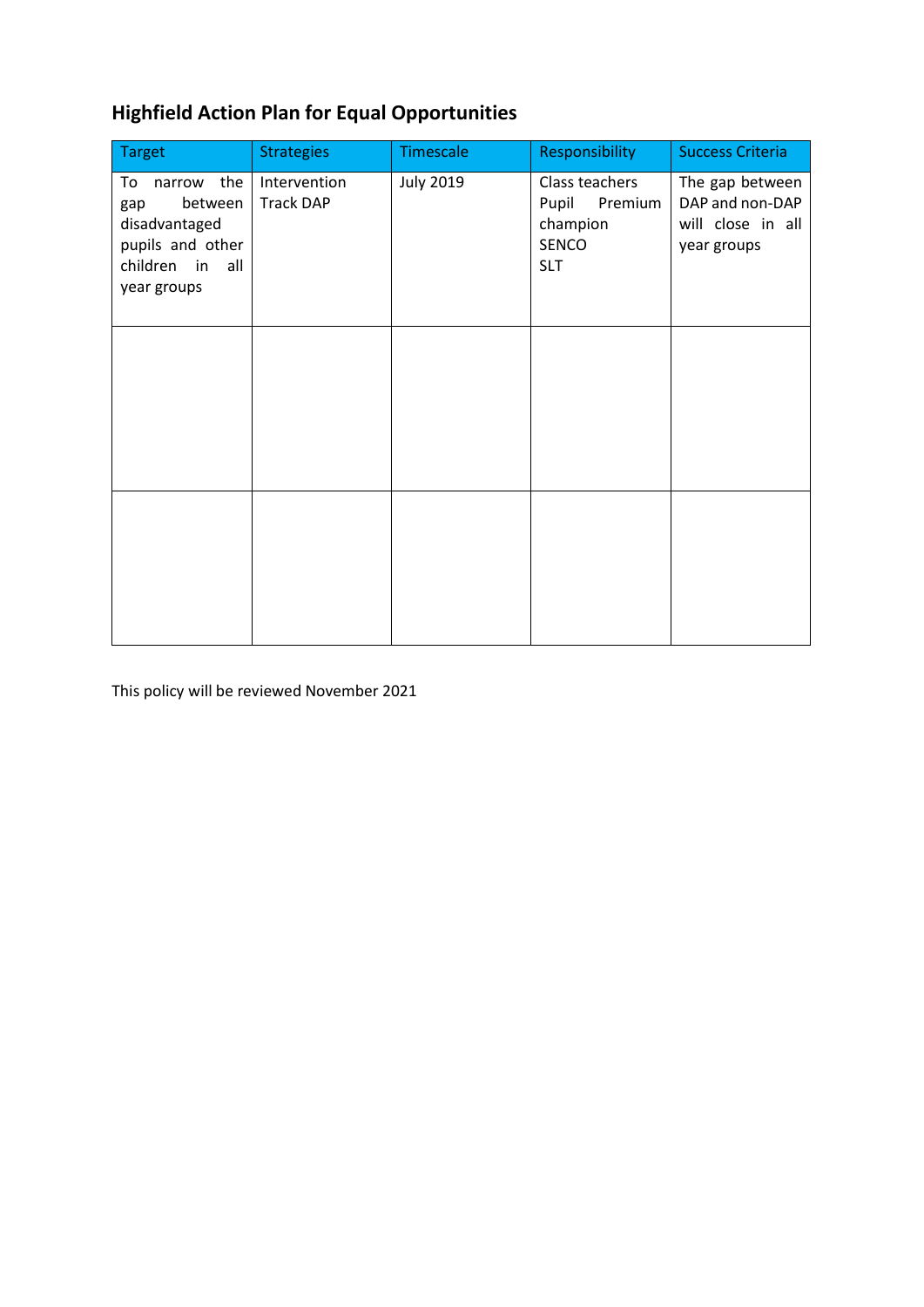## Highfield Action Plan for Equal Opportunities

| Target | Strategies | Timescale | Responsibility | Success Criteria |
|---|---|---|---|---|
| To narrow the gap between disadvantaged pupils and other children in all year groups | Intervention<br>Track DAP | July 2019 | Class teachers<br>Pupil Premium champion<br>SENCO<br>SLT | The gap between DAP and non-DAP will close in all year groups |
| | | | | |
| | | | | |

This policy will be reviewed November 2021